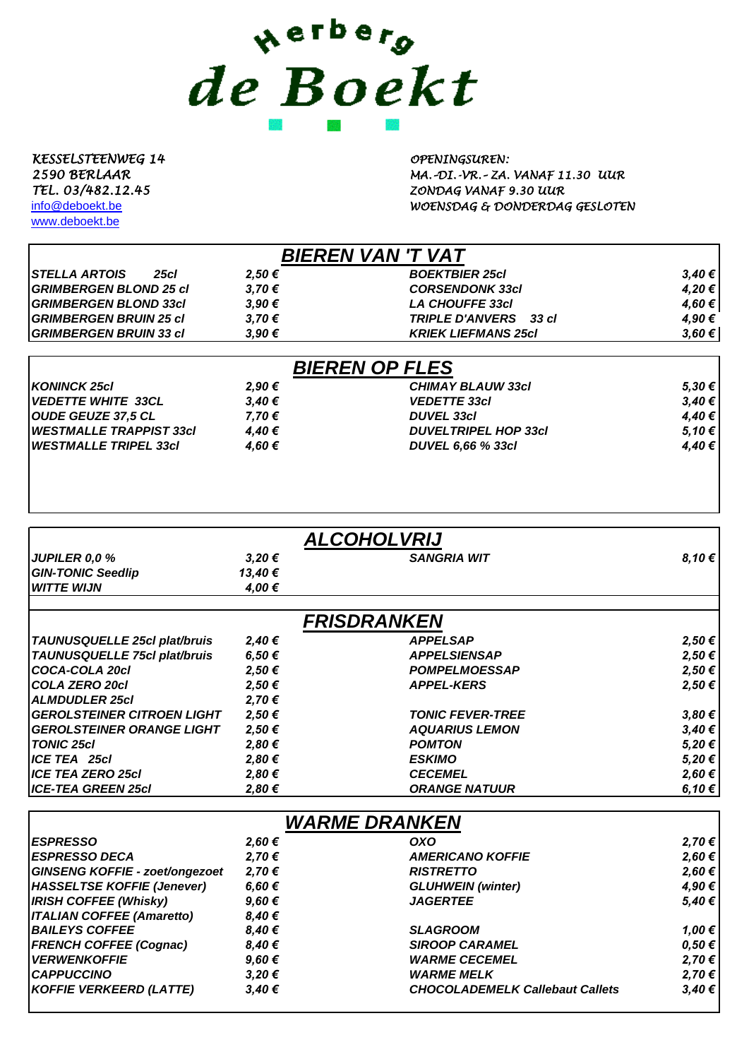# Herberg de Boekt

KESSELSTEENWEG 14
2590 BERLAAR
TEL. 03/482.12.45
info@deboekt.be
www.deboekt.be

OPENINGSUREN:
MA.-DI.-VR.- ZA. VANAF 11.30 UUR
ZONDAG VANAF 9.30 UUR
WOENSDAG & DONDERDAG GESLOTEN

## BIEREN VAN 'T VAT

| | | | |
|---|---|---|---|
| STELLA ARTOIS 25cl | 2,50 € | BOEKTBIER 25cl | 3,40 € |
| GRIMBERGEN BLOND 25 cl | 3,70 € | CORSENDONK 33cl | 4,20 € |
| GRIMBERGEN BLOND 33cl | 3,90 € | LA CHOUFFE 33cl | 4,60 € |
| GRIMBERGEN BRUIN 25 cl | 3,70 € | TRIPLE D'ANVERS 33 cl | 4,90 € |
| GRIMBERGEN BRUIN 33 cl | 3,90 € | KRIEK LIEFMANS 25cl | 3,60 € |

## BIEREN OP FLES

| | | | |
|---|---|---|---|
| KONINCK 25cl | 2,90 € | CHIMAY BLAUW 33cl | 5,30 € |
| VEDETTE WHITE 33CL | 3,40 € | VEDETTE 33cl | 3,40 € |
| OUDE GEUZE 37,5 CL | 7,70 € | DUVEL 33cl | 4,40 € |
| WESTMALLE TRAPPIST 33cl | 4,40 € | DUVELTRIPEL HOP 33cl | 5,10 € |
| WESTMALLE TRIPEL 33cl | 4,60 € | DUVEL 6,66 % 33cl | 4,40 € |

## ALCOHOLVRIJ

| | | | |
|---|---|---|---|
| JUPILER 0,0 % | 3,20 € | SANGRIA WIT | 8,10 € |
| GIN-TONIC Seedlip | 13,40 € | | |
| WITTE WIJN | 4,00 € | | |

## FRISDRANKEN

| | | | |
|---|---|---|---|
| TAUNUSQUELLE 25cl plat/bruis | 2,40 € | APPELSAP | 2,50 € |
| TAUNUSQUELLE 75cl plat/bruis | 6,50 € | APPELSIENSAP | 2,50 € |
| COCA-COLA 20cl | 2,50 € | POMPELMOESSAP | 2,50 € |
| COLA ZERO 20cl | 2,50 € | APPEL-KERS | 2,50 € |
| ALMDUDLER 25cl | 2,70 € | | |
| GEROLSTEINER CITROEN LIGHT | 2,50 € | TONIC FEVER-TREE | 3,80 € |
| GEROLSTEINER ORANGE LIGHT | 2,50 € | AQUARIUS LEMON | 3,40 € |
| TONIC 25cl | 2,80 € | POMTON | 5,20 € |
| ICE TEA 25cl | 2,80 € | ESKIMO | 5,20 € |
| ICE TEA ZERO 25cl | 2,80 € | CECEMEL | 2,60 € |
| ICE-TEA GREEN 25cl | 2,80 € | ORANGE NATUUR | 6,10 € |

## WARME DRANKEN

| | | | |
|---|---|---|---|
| ESPRESSO | 2,60 € | OXO | 2,70 € |
| ESPRESSO DECA | 2,70 € | AMERICANO KOFFIE | 2,60 € |
| GINSENG KOFFIE - zoet/ongezoet | 2,70 € | RISTRETTO | 2,60 € |
| HASSELTSE KOFFIE (Jenever) | 6,60 € | GLUHWEIN (winter) | 4,90 € |
| IRISH COFFEE (Whisky) | 9,60 € | JAGERTEE | 5,40 € |
| ITALIAN COFFEE (Amaretto) | 8,40 € | | |
| BAILEYS COFFEE | 8,40 € | SLAGROOM | 1,00 € |
| FRENCH COFFEE (Cognac) | 8,40 € | SIROOP CARAMEL | 0,50 € |
| VERWENKOFFIE | 9,60 € | WARME CECEMEL | 2,70 € |
| CAPPUCCINO | 3,20 € | WARME MELK | 2,70 € |
| KOFFIE VERKEERD (LATTE) | 3,40 € | CHOCOLADEMELK Callebaut Callets | 3,40 € |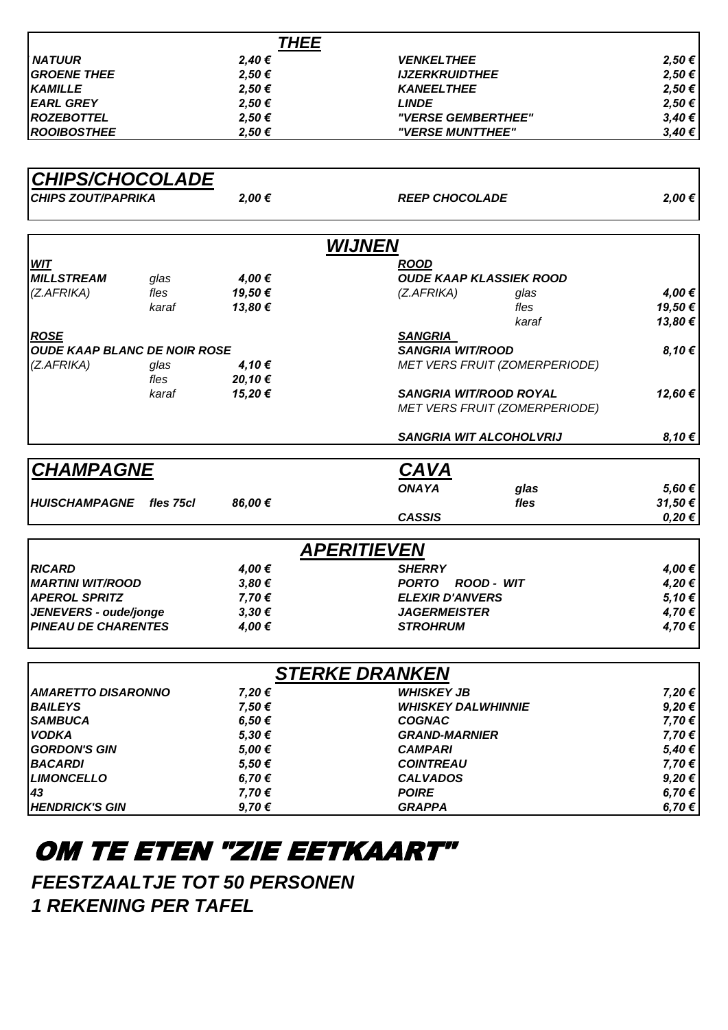## THEE

| | | | |
|---|---|---|---|
| NATUUR | 2,40 € | VENKELTHEE | 2,50 € |
| GROENE THEE | 2,50 € | IJZERKRUIDTHEE | 2,50 € |
| KAMILLE | 2,50 € | KANEELTHEE | 2,50 € |
| EARL GREY | 2,50 € | LINDE | 2,50 € |
| ROZEBOTTEL | 2,50 € | "VERSE GEMBERTHEE" | 3,40 € |
| ROOIBOSTHEE | 2,50 € | "VERSE MUNTTHEE" | 3,40 € |

## CHIPS/CHOCOLADE

| | | | |
|---|---|---|---|
| CHIPS ZOUT/PAPRIKA | 2,00 € | REEP CHOCOLADE | 2,00 € |

## WIJNEN

**WIT**

| | | |
|---|---|---|
| MILLSTREAM | glas | 4,00 € |
| (Z.AFRIKA) | fles | 19,50 € |
| | karaf | 13,80 € |

**ROSE**

| | | |
|---|---|---|
| OUDE KAAP BLANC DE NOIR ROSE | | |
| (Z.AFRIKA) | glas | 4,10 € |
| | fles | 20,10 € |
| | karaf | 15,20 € |

**ROOD**

| | | |
|---|---|---|
| OUDE KAAP KLASSIEK ROOD | | |
| (Z.AFRIKA) | glas | 4,00 € |
| | fles | 19,50 € |
| | karaf | 13,80 € |

**SANGRIA**

| | |
|---|---|
| SANGRIA WIT/ROOD | 8,10 € |
| MET VERS FRUIT (ZOMERPERIODE) | |
| SANGRIA WIT/ROOD ROYAL | 12,60 € |
| MET VERS FRUIT (ZOMERPERIODE) | |
| SANGRIA WIT ALCOHOLVRIJ | 8,10 € |

## CHAMPAGNE

| | | |
|---|---|---|
| HUISCHAMPAGNE | fles 75cl | 86,00 € |

## CAVA

| | | |
|---|---|---|
| ONAYA | glas | 5,60 € |
| | fles | 31,50 € |
| CASSIS | | 0,20 € |

## APERITIEVEN

| | | | |
|---|---|---|---|
| RICARD | 4,00 € | SHERRY | 4,00 € |
| MARTINI WIT/ROOD | 3,80 € | PORTO ROOD - WIT | 4,20 € |
| APEROL SPRITZ | 7,70 € | ELEXIR D'ANVERS | 5,10 € |
| JENEVERS - oude/jonge | 3,30 € | JAGERMEISTER | 4,70 € |
| PINEAU DE CHARENTES | 4,00 € | STROHRUM | 4,70 € |

## STERKE DRANKEN

| | | | |
|---|---|---|---|
| AMARETTO DISARONNO | 7,20 € | WHISKEY JB | 7,20 € |
| BAILEYS | 7,50 € | WHISKEY DALWHINNIE | 9,20 € |
| SAMBUCA | 6,50 € | COGNAC | 7,70 € |
| VODKA | 5,30 € | GRAND-MARNIER | 7,70 € |
| GORDON'S GIN | 5,00 € | CAMPARI | 5,40 € |
| BACARDI | 5,50 € | COINTREAU | 7,70 € |
| LIMONCELLO | 6,70 € | CALVADOS | 9,20 € |
| 43 | 7,70 € | POIRE | 6,70 € |
| HENDRICK'S GIN | 9,70 € | GRAPPA | 6,70 € |

# OM TE ETEN "ZIE EETKAART"

**FEESTZAALTJE TOT 50 PERSONEN**

**1 REKENING PER TAFEL**